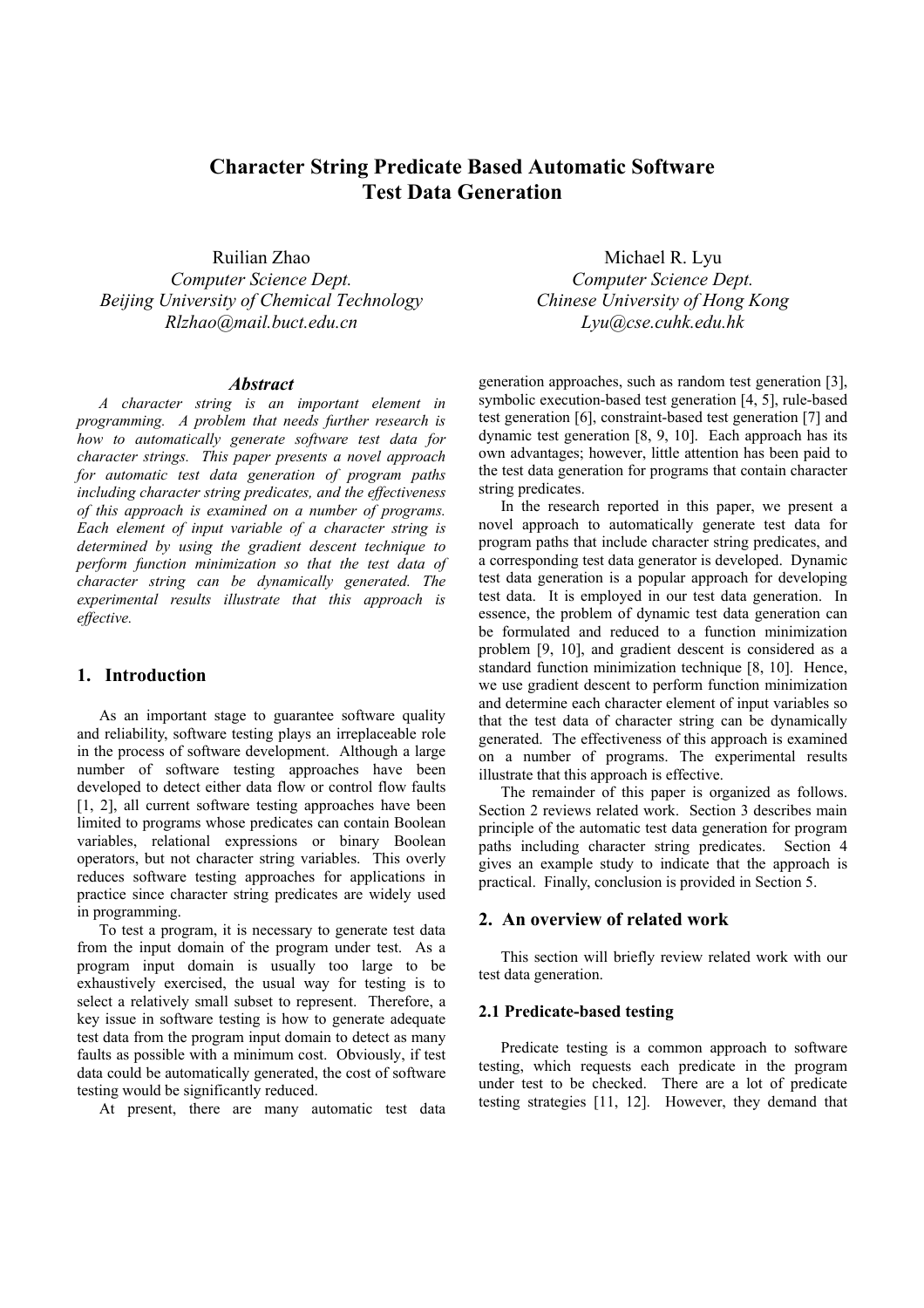# Character String Predicate Based Automatic Software Test Data Generation

Ruilian Zhao
*Computer Science Dept.*
*Beijing University of Chemical Technology*
*Rlzhao@mail.buct.edu.cn*

Michael R. Lyu
*Computer Science Dept.*
*Chinese University of Hong Kong*
*Lyu@cse.cuhk.edu.hk*

### *Abstract*

*A character string is an important element in programming. A problem that needs further research is how to automatically generate software test data for character strings. This paper presents a novel approach for automatic test data generation of program paths including character string predicates, and the effectiveness of this approach is examined on a number of programs. Each element of input variable of a character string is determined by using the gradient descent technique to perform function minimization so that the test data of character string can be dynamically generated. The experimental results illustrate that this approach is effective.*

## 1. Introduction

As an important stage to guarantee software quality and reliability, software testing plays an irreplaceable role in the process of software development. Although a large number of software testing approaches have been developed to detect either data flow or control flow faults [1, 2], all current software testing approaches have been limited to programs whose predicates can contain Boolean variables, relational expressions or binary Boolean operators, but not character string variables. This overly reduces software testing approaches for applications in practice since character string predicates are widely used in programming.

To test a program, it is necessary to generate test data from the input domain of the program under test. As a program input domain is usually too large to be exhaustively exercised, the usual way for testing is to select a relatively small subset to represent. Therefore, a key issue in software testing is how to generate adequate test data from the program input domain to detect as many faults as possible with a minimum cost. Obviously, if test data could be automatically generated, the cost of software testing would be significantly reduced.

At present, there are many automatic test data generation approaches, such as random test generation [3], symbolic execution-based test generation [4, 5], rule-based test generation [6], constraint-based test generation [7] and dynamic test generation [8, 9, 10]. Each approach has its own advantages; however, little attention has been paid to the test data generation for programs that contain character string predicates.

In the research reported in this paper, we present a novel approach to automatically generate test data for program paths that include character string predicates, and a corresponding test data generator is developed. Dynamic test data generation is a popular approach for developing test data. It is employed in our test data generation. In essence, the problem of dynamic test data generation can be formulated and reduced to a function minimization problem [9, 10], and gradient descent is considered as a standard function minimization technique [8, 10]. Hence, we use gradient descent to perform function minimization and determine each character element of input variables so that the test data of character string can be dynamically generated. The effectiveness of this approach is examined on a number of programs. The experimental results illustrate that this approach is effective.

The remainder of this paper is organized as follows. Section 2 reviews related work. Section 3 describes main principle of the automatic test data generation for program paths including character string predicates. Section 4 gives an example study to indicate that the approach is practical. Finally, conclusion is provided in Section 5.

## 2. An overview of related work

This section will briefly review related work with our test data generation.

### 2.1 Predicate-based testing

Predicate testing is a common approach to software testing, which requests each predicate in the program under test to be checked. There are a lot of predicate testing strategies [11, 12]. However, they demand that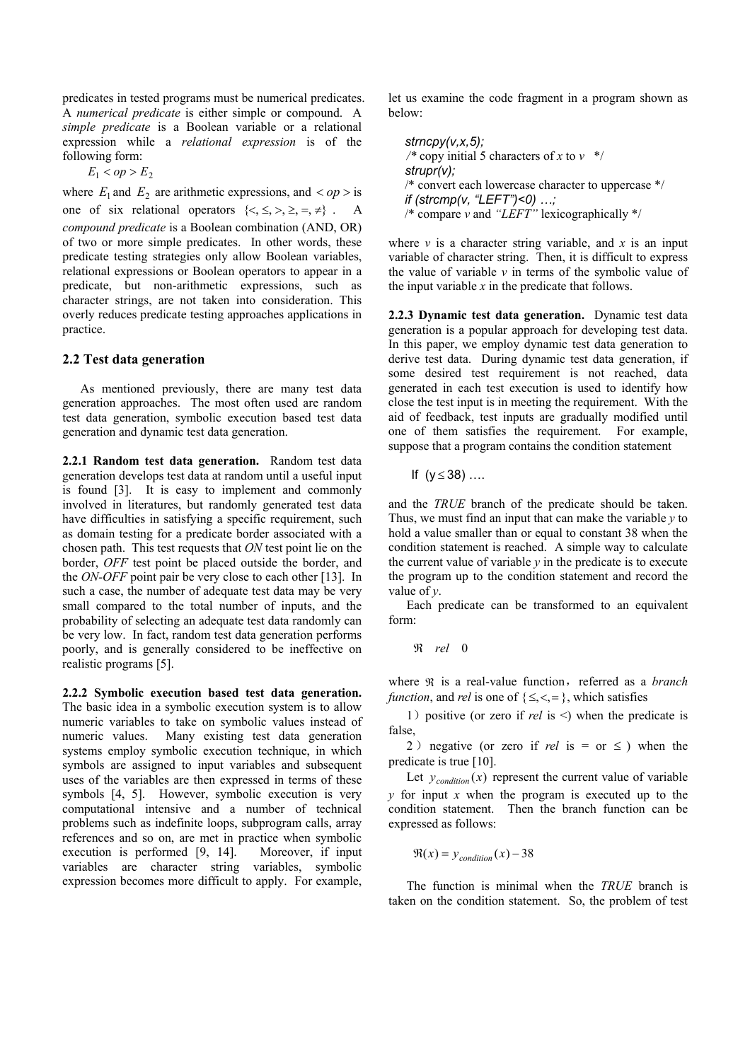predicates in tested programs must be numerical predicates. A *numerical predicate* is either simple or compound. A *simple predicate* is a Boolean variable or a relational expression while a *relational expression* is of the following form:

$$E_1 < op > E_2$$

where $E_1$ and $E_2$ are arithmetic expressions, and $< op >$ is one of six relational operators $\{<, \leq, >, \geq, =, \neq\}$. A *compound predicate* is a Boolean combination (AND, OR) of two or more simple predicates. In other words, these predicate testing strategies only allow Boolean variables, relational expressions or Boolean operators to appear in a predicate, but non-arithmetic expressions, such as character strings, are not taken into consideration. This overly reduces predicate testing approaches applications in practice.

## 2.2 Test data generation

As mentioned previously, there are many test data generation approaches. The most often used are random test data generation, symbolic execution based test data generation and dynamic test data generation.

**2.2.1 Random test data generation.** Random test data generation develops test data at random until a useful input is found [3]. It is easy to implement and commonly involved in literatures, but randomly generated test data have difficulties in satisfying a specific requirement, such as domain testing for a predicate border associated with a chosen path. This test requests that *ON* test point lie on the border, *OFF* test point be placed outside the border, and the *ON-OFF* point pair be very close to each other [13]. In such a case, the number of adequate test data may be very small compared to the total number of inputs, and the probability of selecting an adequate test data randomly can be very low. In fact, random test data generation performs poorly, and is generally considered to be ineffective on realistic programs [5].

**2.2.2 Symbolic execution based test data generation.** The basic idea in a symbolic execution system is to allow numeric variables to take on symbolic values instead of numeric values. Many existing test data generation systems employ symbolic execution technique, in which symbols are assigned to input variables and subsequent uses of the variables are then expressed in terms of these symbols [4, 5]. However, symbolic execution is very computational intensive and a number of technical problems such as indefinite loops, subprogram calls, array references and so on, are met in practice when symbolic execution is performed [9, 14]. Moreover, if input variables are character string variables, symbolic expression becomes more difficult to apply. For example, let us examine the code fragment in a program shown as below:

```
strncpy(v,x,5);
/* copy initial 5 characters of x to v */
strupr(v);
/* convert each lowercase character to uppercase */
if (strcmp(v, "LEFT")<0) …;
/* compare v and "LEFT" lexicographically */
```

where *v* is a character string variable, and *x* is an input variable of character string. Then, it is difficult to express the value of variable *v* in terms of the symbolic value of the input variable *x* in the predicate that follows.

**2.2.3 Dynamic test data generation.** Dynamic test data generation is a popular approach for developing test data. In this paper, we employ dynamic test data generation to derive test data. During dynamic test data generation, if some desired test requirement is not reached, data generated in each test execution is used to identify how close the test input is in meeting the requirement. With the aid of feedback, test inputs are gradually modified until one of them satisfies the requirement. For example, suppose that a program contains the condition statement

```
If (y ≤ 38) ….
```

and the *TRUE* branch of the predicate should be taken. Thus, we must find an input that can make the variable *y* to hold a value smaller than or equal to constant 38 when the condition statement is reached. A simple way to calculate the current value of variable *y* in the predicate is to execute the program up to the condition statement and record the value of *y*.

Each predicate can be transformed to an equivalent form:

$$\Re \quad rel \quad 0$$

where $\Re$ is a real-value function, referred as a *branch function*, and *rel* is one of $\{\leq, <, =\}$, which satisfies

1) positive (or zero if *rel* is <) when the predicate is false,

2) negative (or zero if *rel* is = or ≤ ) when the predicate is true [10].

Let $y_{condition}(x)$ represent the current value of variable *y* for input *x* when the program is executed up to the condition statement. Then the branch function can be expressed as follows:

$$\Re(x) = y_{condition}(x) - 38$$

The function is minimal when the *TRUE* branch is taken on the condition statement. So, the problem of test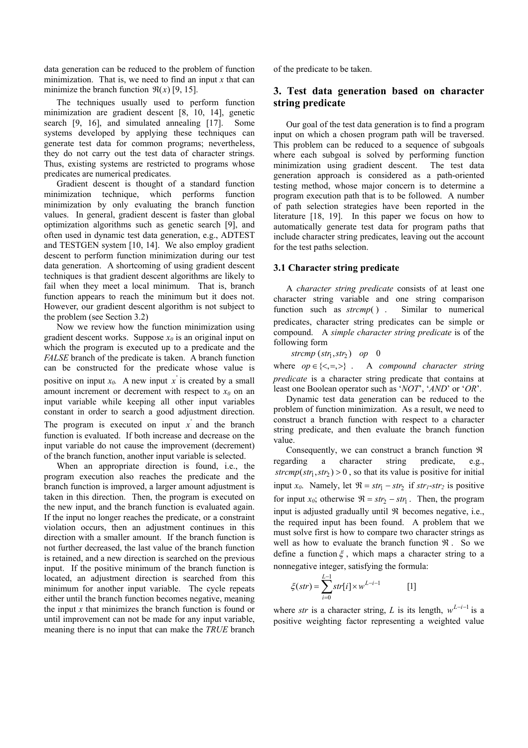data generation can be reduced to the problem of function minimization. That is, we need to find an input $x$ that can minimize the branch function $\Re(x)$ [9, 15].

The techniques usually used to perform function minimization are gradient descent [8, 10, 14], genetic search [9, 16], and simulated annealing [17]. Some systems developed by applying these techniques can generate test data for common programs; nevertheless, they do not carry out the test data of character strings. Thus, existing systems are restricted to programs whose predicates are numerical predicates.

Gradient descent is thought of a standard function minimization technique, which performs function minimization by only evaluating the branch function values. In general, gradient descent is faster than global optimization algorithms such as genetic search [9], and often used in dynamic test data generation, e.g., ADTEST and TESTGEN system [10, 14]. We also employ gradient descent to perform function minimization during our test data generation. A shortcoming of using gradient descent techniques is that gradient descent algorithms are likely to fail when they meet a local minimum. That is, branch function appears to reach the minimum but it does not. However, our gradient descent algorithm is not subject to the problem (see Section 3.2)

Now we review how the function minimization using gradient descent works. Suppose $x_0$ is an original input on which the program is executed up to a predicate and the *FALSE* branch of the predicate is taken. A branch function can be constructed for the predicate whose value is positive on input $x_0$. A new input $x'$ is created by a small amount increment or decrement with respect to $x_0$ on an input variable while keeping all other input variables constant in order to search a good adjustment direction. The program is executed on input $x'$ and the branch function is evaluated. If both increase and decrease on the input variable do not cause the improvement (decrement) of the branch function, another input variable is selected.

When an appropriate direction is found, i.e., the program execution also reaches the predicate and the branch function is improved, a larger amount adjustment is taken in this direction. Then, the program is executed on the new input, and the branch function is evaluated again. If the input no longer reaches the predicate, or a constraint violation occurs, then an adjustment continues in this direction with a smaller amount. If the branch function is not further decreased, the last value of the branch function is retained, and a new direction is searched on the previous input. If the positive minimum of the branch function is located, an adjustment direction is searched from this minimum for another input variable. The cycle repeats either until the branch function becomes negative, meaning the input $x$ that minimizes the branch function is found or until improvement can not be made for any input variable, meaning there is no input that can make the *TRUE* branch of the predicate to be taken.

## 3. Test data generation based on character string predicate

Our goal of the test data generation is to find a program input on which a chosen program path will be traversed. This problem can be reduced to a sequence of subgoals where each subgoal is solved by performing function minimization using gradient descent. The test data generation approach is considered as a path-oriented testing method, whose major concern is to determine a program execution path that is to be followed. A number of path selection strategies have been reported in the literature [18, 19]. In this paper we focus on how to automatically generate test data for program paths that include character string predicates, leaving out the account for the test paths selection.

### 3.1 Character string predicate

A *character string predicate* consists of at least one character string variable and one string comparison function such as *strcmp*( ) . Similar to numerical predicates, character string predicates can be simple or compound. A *simple character string predicate* is of the following form

$$strcmp\,(str_1, str_2) \quad op \quad 0$$

where $op \in \{<,=,>\}$ . A *compound character string predicate* is a character string predicate that contains at least one Boolean operator such as '*NOT*', '*AND*' or '*OR*'.

Dynamic test data generation can be reduced to the problem of function minimization. As a result, we need to construct a branch function with respect to a character string predicate, and then evaluate the branch function value.

Consequently, we can construct a branch function $\Re$ regarding a character string predicate, e.g., $strcmp(str_1, str_2) > 0$, so that its value is positive for initial input $x_0$. Namely, let $\Re = str_1 - str_2$ if $str_1$-$str_2$ is positive for input $x_0$; otherwise $\Re = str_2 - str_1$. Then, the program input is adjusted gradually until $\Re$ becomes negative, i.e., the required input has been found. A problem that we must solve first is how to compare two character strings as well as how to evaluate the branch function $\Re$. So we define a function $\xi$, which maps a character string to a nonnegative integer, satisfying the formula:

$$\xi(str) = \sum_{i=0}^{L-1} str[i] \times w^{L-i-1} \qquad [1]$$

where *str* is a character string, $L$ is its length, $w^{L-i-1}$ is a positive weighting factor representing a weighted value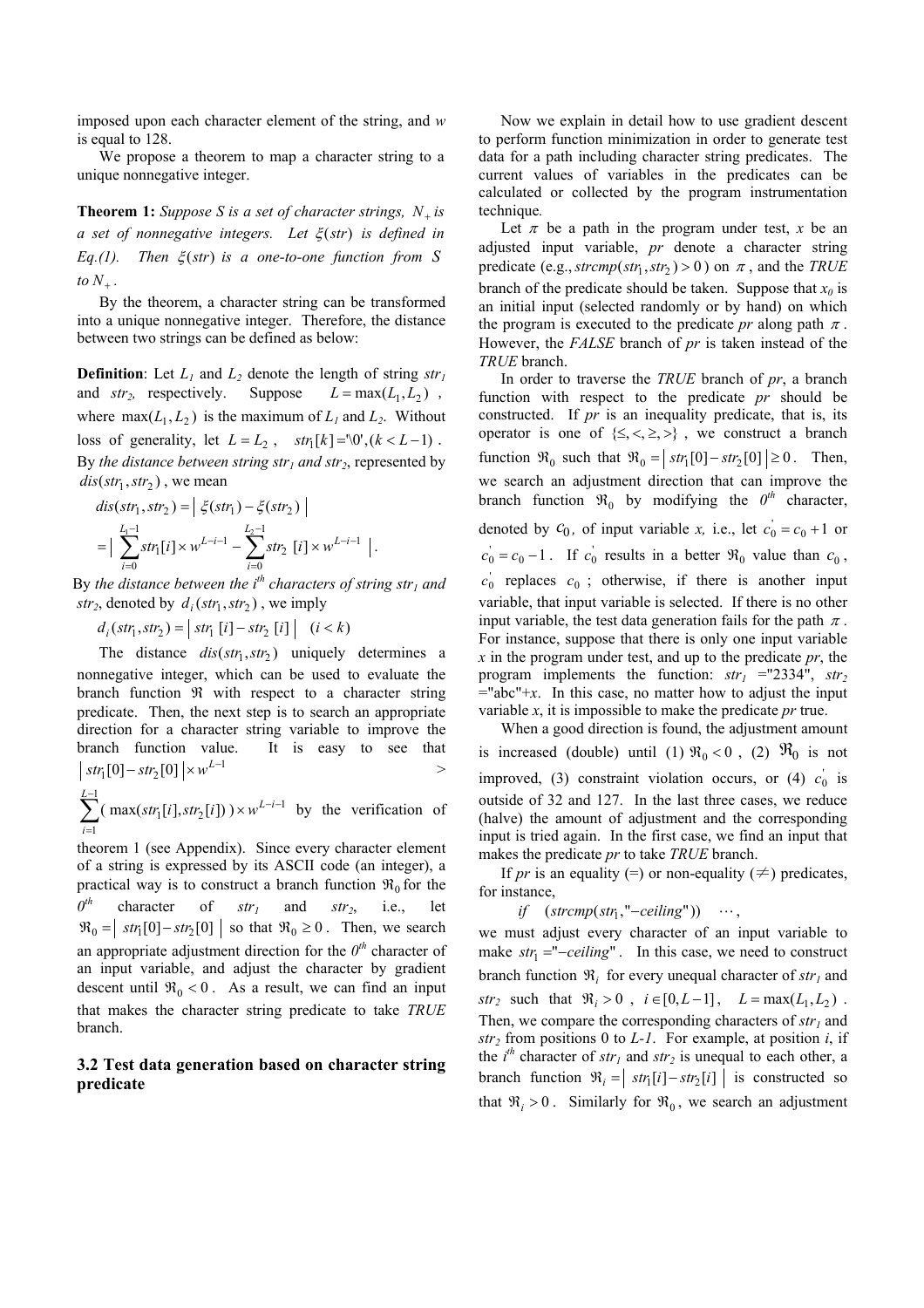imposed upon each character element of the string, and $w$ is equal to 128.

We propose a theorem to map a character string to a unique nonnegative integer.

**Theorem 1:** *Suppose S is a set of character strings, $N_+$ is a set of nonnegative integers. Let $\xi(str)$ is defined in Eq.(1). Then $\xi(str)$ is a one-to-one function from S to $N_+$.*

By the theorem, a character string can be transformed into a unique nonnegative integer. Therefore, the distance between two strings can be defined as below:

**Definition**: Let $L_1$ and $L_2$ denote the length of string $str_1$ and $str_2$, respectively. Suppose $L = \max(L_1, L_2)$, where $\max(L_1, L_2)$ is the maximum of $L_1$ and $L_2$. Without loss of generality, let $L = L_2$, $str_1[k] = '\backslash 0', (k < L-1)$. By *the distance between string $str_1$ and $str_2$*, represented by $dis(str_1, str_2)$, we mean

$$dis(str_1, str_2) = |\ \xi(str_1) - \xi(str_2)\ |$$
$$= \left|\ \sum_{i=0}^{L_1-1} str_1[i] \times w^{L-i-1} - \sum_{i=0}^{L_2-1} str_2\ [i] \times w^{L-i-1}\ \right|.$$

By *the distance between the $i^{th}$ characters of string $str_1$ and $str_2$*, denoted by $d_i(str_1, str_2)$, we imply

$$d_i(str_1, str_2) = |\ str_1\ [i] - str_2\ [i]\ | \quad (i < k)$$

The distance $dis(str_1, str_2)$ uniquely determines a nonnegative integer, which can be used to evaluate the branch function $\Re$ with respect to a character string predicate. Then, the next step is to search an appropriate direction for a character string variable to improve the branch function value. It is easy to see that $|\ str_1[0] - str_2[0]\ | \times w^{L-1} > \sum_{i=1}^{L-1} (\ \max(str_1[i], str_2[i])\ ) \times w^{L-i-1}$ by the verification of theorem 1 (see Appendix). Since every character element of a string is expressed by its ASCII code (an integer), a practical way is to construct a branch function $\Re_0$ for the $0^{th}$ character of $str_1$ and $str_2$, i.e., let $\Re_0 = |\ str_1[0] - str_2[0]\ |$ so that $\Re_0 \geq 0$. Then, we search an appropriate adjustment direction for the $0^{th}$ character of an input variable, and adjust the character by gradient descent until $\Re_0 < 0$. As a result, we can find an input that makes the character string predicate to take *TRUE* branch.

## 3.2 Test data generation based on character string predicate

Now we explain in detail how to use gradient descent to perform function minimization in order to generate test data for a path including character string predicates. The current values of variables in the predicates can be calculated or collected by the program instrumentation technique.

Let $\pi$ be a path in the program under test, $x$ be an adjusted input variable, $pr$ denote a character string predicate (e.g., $strcmp(str_1, str_2) > 0$) on $\pi$, and the *TRUE* branch of the predicate should be taken. Suppose that $x_0$ is an initial input (selected randomly or by hand) on which the program is executed to the predicate $pr$ along path $\pi$. However, the *FALSE* branch of $pr$ is taken instead of the *TRUE* branch.

In order to traverse the *TRUE* branch of $pr$, a branch function with respect to the predicate $pr$ should be constructed. If $pr$ is an inequality predicate, that is, its operator is one of $\{\leq, <, \geq, >\}$, we construct a branch function $\Re_0$ such that $\Re_0 = |\ str_1[0] - str_2[0]\ | \geq 0$. Then, we search an adjustment direction that can improve the branch function $\Re_0$ by modifying the $0^{th}$ character, denoted by $c_0$, of input variable $x$, i.e., let $c_0^{'} = c_0 + 1$ or $c_0^{'} = c_0 - 1$. If $c_0^{'}$ results in a better $\Re_0$ value than $c_0$, $c_0^{'}$ replaces $c_0$; otherwise, if there is another input variable, that input variable is selected. If there is no other input variable, the test data generation fails for the path $\pi$. For instance, suppose that there is only one input variable $x$ in the program under test, and up to the predicate $pr$, the program implements the function: $str_1$ ="2334", $str_2$ ="abc"+$x$. In this case, no matter how to adjust the input variable $x$, it is impossible to make the predicate $pr$ true.

When a good direction is found, the adjustment amount is increased (double) until (1) $\Re_0 < 0$, (2) $\Re_0$ is not improved, (3) constraint violation occurs, or (4) $c_0^{'}$ is outside of 32 and 127. In the last three cases, we reduce (halve) the amount of adjustment and the corresponding input is tried again. In the first case, we find an input that makes the predicate $pr$ to take *TRUE* branch.

If $pr$ is an equality (=) or non-equality ($\neq$) predicates, for instance,

$$if \quad (strcmp(str_1, "-ceiling")) \quad \cdots,$$

we must adjust every character of an input variable to make $str_1$ ="$-ceiling$". In this case, we need to construct branch function $\Re_i$ for every unequal character of $str_1$ and $str_2$ such that $\Re_i > 0$, $i \in [0, L-1]$, $L = \max(L_1, L_2)$. Then, we compare the corresponding characters of $str_1$ and $str_2$ from positions 0 to $L$-1. For example, at position $i$, if the $i^{th}$ character of $str_1$ and $str_2$ is unequal to each other, a branch function $\Re_i = |\ str_1[i] - str_2[i]\ |$ is constructed so that $\Re_i > 0$. Similarly for $\Re_0$, we search an adjustment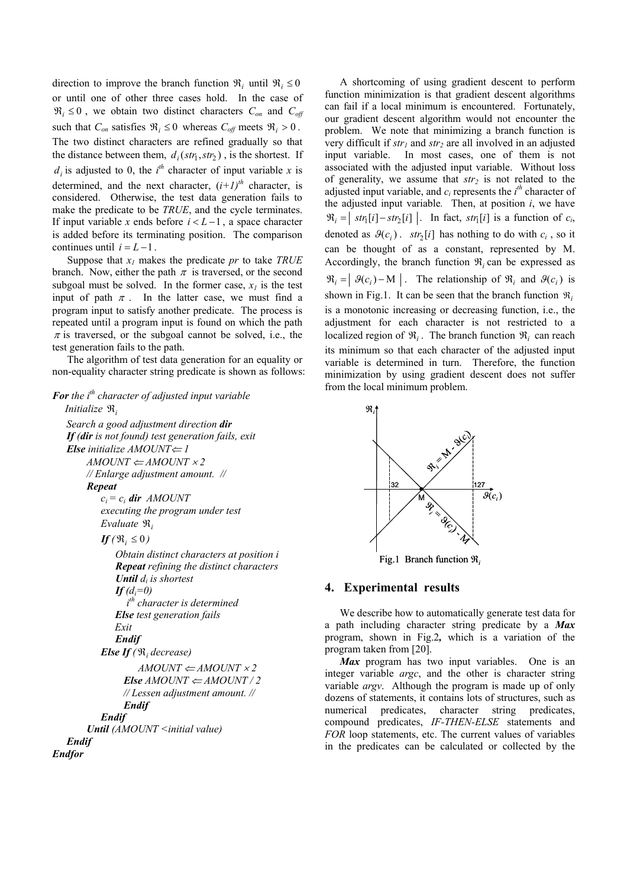direction to improve the branch function $\Re_i$ until $\Re_i \leq 0$ or until one of other three cases hold. In the case of $\Re_i \leq 0$, we obtain two distinct characters $C_{on}$ and $C_{off}$ such that $C_{on}$ satisfies $\Re_i \leq 0$ whereas $C_{off}$ meets $\Re_i > 0$. The two distinct characters are refined gradually so that the distance between them, $d_i(str_1, str_2)$, is the shortest. If $d_i$ is adjusted to 0, the $i^{th}$ character of input variable $x$ is determined, and the next character, $(i+1)^{th}$ character, is considered. Otherwise, the test data generation fails to make the predicate to be *TRUE*, and the cycle terminates. If input variable $x$ ends before $i < L-1$, a space character is added before its terminating position. The comparison continues until $i = L-1$.

Suppose that $x_1$ makes the predicate $pr$ to take *TRUE* branch. Now, either the path $\pi$ is traversed, or the second subgoal must be solved. In the former case, $x_1$ is the test input of path $\pi$. In the latter case, we must find a program input to satisfy another predicate. The process is repeated until a program input is found on which the path $\pi$ is traversed, or the subgoal cannot be solved, i.e., the test generation fails to the path.

The algorithm of test data generation for an equality or non-equality character string predicate is shown as follows:

```
For the i-th character of adjusted input variable
   Initialize ℜ_i
   Search a good adjustment direction dir
   If (dir is not found) test generation fails, exit
   Else initialize AMOUNT ⇐ 1
        AMOUNT ⇐ AMOUNT × 2
        // Enlarge adjustment amount. //
        Repeat
            c_i = c_i dir AMOUNT
            executing the program under test
            Evaluate ℜ_i
            If (ℜ_i ≤ 0)
                Obtain distinct characters at position i
                Repeat refining the distinct characters
                Until d_i is shortest
                If (d_i=0)
                    i-th character is determined
                Else test generation fails
                Exit
                Endif
            Else If (ℜ_i decrease)
                    AMOUNT ⇐ AMOUNT × 2
                Else AMOUNT ⇐ AMOUNT / 2
                // Lessen adjustment amount. //
                Endif
            Endif
        Until (AMOUNT <initial value)
   Endif
Endfor
```

A shortcoming of using gradient descent to perform function minimization is that gradient descent algorithms can fail if a local minimum is encountered. Fortunately, our gradient descent algorithm would not encounter the problem. We note that minimizing a branch function is very difficult if $str_1$ and $str_2$ are all involved in an adjusted input variable. In most cases, one of them is not associated with the adjusted input variable. Without loss of generality, we assume that $str_2$ is not related to the adjusted input variable, and $c_i$ represents the $i^{th}$ character of the adjusted input variable. Then, at position $i$, we have $\Re_i = \left| \, str_1[i] - str_2[i] \, \right|$. In fact, $str_1[i]$ is a function of $c_i$, denoted as $\vartheta(c_i)$. $str_2[i]$ has nothing to do with $c_i$, so it can be thought of as a constant, represented by M. Accordingly, the branch function $\Re_i$ can be expressed as $\Re_i = \left| \, \vartheta(c_i) - \mathrm{M} \, \right|$. The relationship of $\Re_i$ and $\vartheta(c_i)$ is shown in Fig.1. It can be seen that the branch function $\Re_i$ is a monotonic increasing or decreasing function, i.e., the adjustment for each character is not restricted to a localized region of $\Re_i$. The branch function $\Re_i$ can reach its minimum so that each character of the adjusted input variable is determined in turn. Therefore, the function minimization by using gradient descent does not suffer from the local minimum problem.

Fig.1 Branch function $\Re_i$

## 4. Experimental results

We describe how to automatically generate test data for a path including character string predicate by a ***Max*** program, shown in Fig.2, which is a variation of the program taken from [20].

***Max*** program has two input variables. One is an integer variable *argc*, and the other is character string variable *argv*. Although the program is made up of only dozens of statements, it contains lots of structures, such as numerical predicates, character string predicates, compound predicates, *IF-THEN-ELSE* statements and *FOR* loop statements, etc. The current values of variables in the predicates can be calculated or collected by the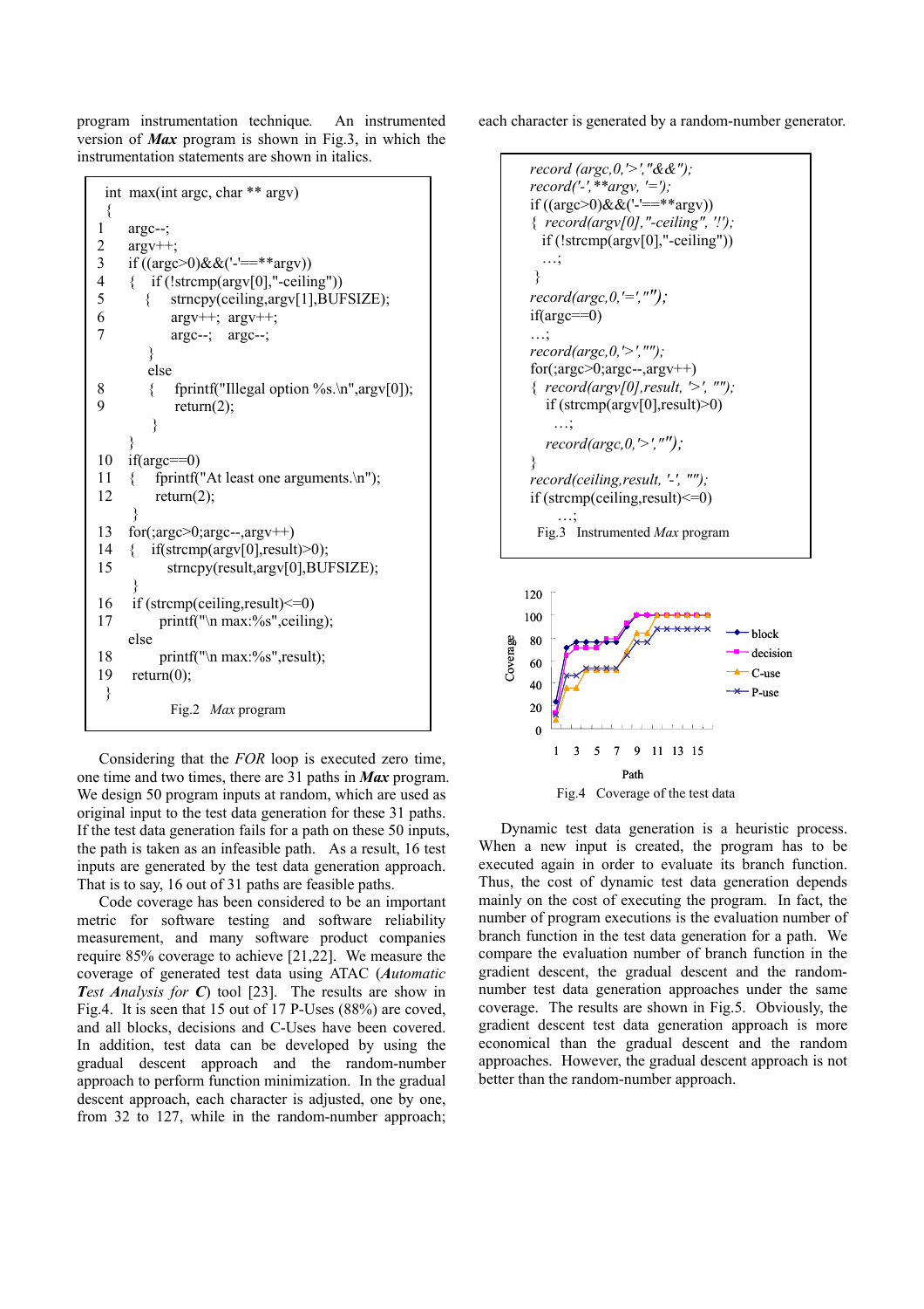program instrumentation technique. An instrumented version of ***Max*** program is shown in Fig.3, in which the instrumentation statements are shown in italics.

```
    int  max(int argc, char ** argv)
    {
1      argc--;
2      argv++;
3      if ((argc>0)&&('-'==**argv))
4      {   if (!strcmp(argv[0],"-ceiling"))
5          {   strncpy(ceiling,argv[1],BUFSIZE);
6              argv++;  argv++;
7              argc--;    argc--;
           }
           else
8          {    fprintf("Illegal option %s.\n",argv[0]);
9               return(2);
           }
       }
10     if(argc==0)
11     {    fprintf("At least one arguments.\n");
12          return(2);
       }
13     for(;argc>0;argc--,argv++)
14     {   if(strcmp(argv[0],result)>0);
15          strncpy(result,argv[0],BUFSIZE);
       }
16     if (strcmp(ceiling,result)<=0)
17          printf("\n max:%s",ceiling);
       else
18          printf("\n max:%s",result);
19     return(0);
    }
```

Fig.2 *Max* program

Considering that the *FOR* loop is executed zero time, one time and two times, there are 31 paths in ***Max*** program. We design 50 program inputs at random, which are used as original input to the test data generation for these 31 paths. If the test data generation fails for a path on these 50 inputs, the path is taken as an infeasible path. As a result, 16 test inputs are generated by the test data generation approach. That is to say, 16 out of 31 paths are feasible paths.

Code coverage has been considered to be an important metric for software testing and software reliability measurement, and many software product companies require 85% coverage to achieve [21,22]. We measure the coverage of generated test data using ATAC (***A****utomatic* ***T****est* ***A****nalysis for* ***C***) tool [23]. The results are show in Fig.4. It is seen that 15 out of 17 P-Uses (88%) are coved, and all blocks, decisions and C-Uses have been covered. In addition, test data can be developed by using the gradual descent approach and the random-number approach to perform function minimization. In the gradual descent approach, each character is adjusted, one by one, from 32 to 127, while in the random-number approach; each character is generated by a random-number generator.

```
record (argc,0,'>',"&&");
record('-',**argv, '=');
if ((argc>0)&&('-'==**argv))
{  record(argv[0],"-ceiling", '!');
   if (!strcmp(argv[0],"-ceiling"))
     …;
}
record(argc,0,'=',"");
if(argc==0)
…;
record(argc,0,'>',"");
for(;argc>0;argc--,argv++)
{  record(argv[0],result, '>', "");
   if (strcmp(argv[0],result)>0)
     …;
   record(argc,0,'>',"");
}
record(ceiling,result, '-', "");
if (strcmp(ceiling,result)<=0)
     …;
```

Fig.3 Instrumented *Max* program

Fig.4 Coverage of the test data

Dynamic test data generation is a heuristic process. When a new input is created, the program has to be executed again in order to evaluate its branch function. Thus, the cost of dynamic test data generation depends mainly on the cost of executing the program. In fact, the number of program executions is the evaluation number of branch function in the test data generation for a path. We compare the evaluation number of branch function in the gradient descent, the gradual descent and the random-number test data generation approaches under the same coverage. The results are shown in Fig.5. Obviously, the gradient descent test data generation approach is more economical than the gradual descent and the random approaches. However, the gradual descent approach is not better than the random-number approach.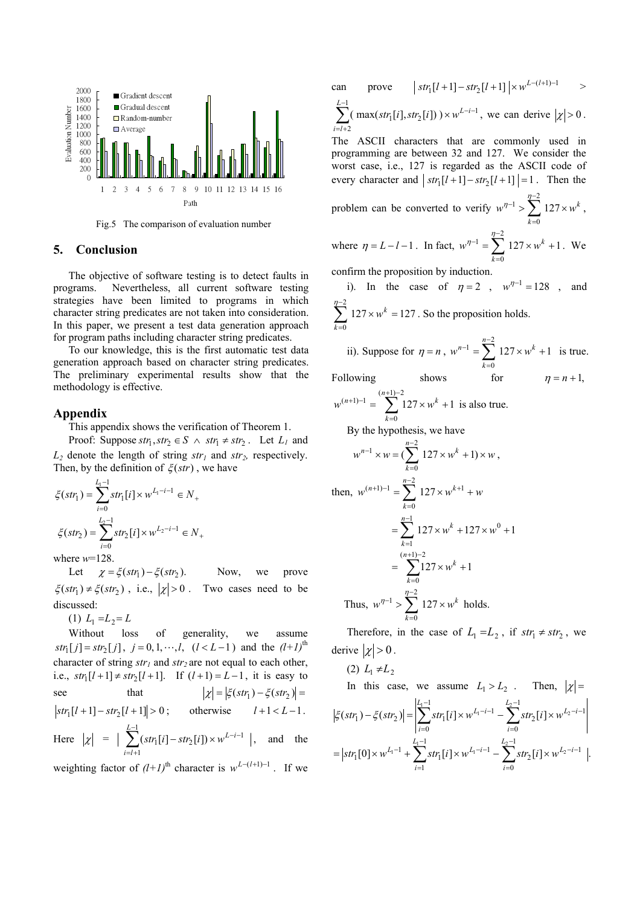Fig.5 The comparison of evaluation number

## 5. Conclusion

The objective of software testing is to detect faults in programs. Nevertheless, all current software testing strategies have been limited to programs in which character string predicates are not taken into consideration. In this paper, we present a test data generation approach for program paths including character string predicates.

To our knowledge, this is the first automatic test data generation approach based on character string predicates. The preliminary experimental results show that the methodology is effective.

## Appendix

This appendix shows the verification of Theorem 1.

Proof: Suppose $str_1, str_2 \in S \wedge str_1 \neq str_2$. Let $L_1$ and $L_2$ denote the length of string $str_1$ and $str_2$, respectively. Then, by the definition of $\xi(str)$, we have

$$\xi(str_1) = \sum_{i=0}^{L_1-1} str_1[i] \times w^{L_1-i-1} \in N_+$$

$$\xi(str_2) = \sum_{i=0}^{L_2-1} str_2[i] \times w^{L_2-i-1} \in N_+$$

where $w$=128.

Let $\chi = \xi(str_1) - \xi(str_2)$. Now, we prove $\xi(str_1) \neq \xi(str_2)$, i.e., $|\chi| > 0$. Two cases need to be discussed:

(1) $L_1 = L_2 = L$

Without loss of generality, we assume $str_1[j] = str_2[j],\ j = 0, 1, \cdots, l,\ (l < L-1)$ and the $(l+1)^{th}$ character of string $str_1$ and $str_2$ are not equal to each other, i.e., $str_1[l+1] \neq str_2[l+1]$. If $(l+1) = L-1$, it is easy to see that $|\chi| = |\xi(str_1) - \xi(str_2)| = |str_1[l+1] - str_2[l+1]| > 0$; otherwise $l+1 < L-1$. Here $|\chi| = \left|\sum_{i=l+1}^{L-1} (str_1[i] - str_2[i]) \times w^{L-i-1}\right|$, and the weighting factor of $(l+1)^{th}$ character is $w^{L-(l+1)-1}$. If we can prove $|str_1[l+1] - str_2[l+1]| \times w^{L-(l+1)-1} > \sum_{i=l+2}^{L-1} (\max(str_1[i], str_2[i])) \times w^{L-i-1}$, we can derive $|\chi| > 0$.

The ASCII characters that are commonly used in programming are between 32 and 127. We consider the worst case, i.e., 127 is regarded as the ASCII code of every character and $|str_1[l+1] - str_2[l+1]| = 1$. Then the problem can be converted to verify $w^{\eta-1} > \sum_{k=0}^{\eta-2} 127 \times w^k$, where $\eta = L - l - 1$. In fact, $w^{\eta-1} = \sum_{k=0}^{\eta-2} 127 \times w^k + 1$. We confirm the proposition by induction.

i). In the case of $\eta = 2$, $w^{\eta-1} = 128$, and $\sum_{k=0}^{\eta-2} 127 \times w^k = 127$. So the proposition holds.

ii). Suppose for $\eta = n$, $w^{n-1} = \sum_{k=0}^{n-2} 127 \times w^k + 1$ is true. Following shows for $\eta = n+1$, $w^{(n+1)-1} = \sum_{k=0}^{(n+1)-2} 127 \times w^k + 1$ is also true.

By the hypothesis, we have

$$w^{n-1} \times w = \left(\sum_{k=0}^{n-2} 127 \times w^k + 1\right) \times w,$$

then,

$$\begin{aligned} w^{(n+1)-1} &= \sum_{k=0}^{n-2} 127 \times w^{k+1} + w \\ &= \sum_{k=1}^{n-1} 127 \times w^k + 127 \times w^0 + 1 \\ &= \sum_{k=0}^{(n+1)-2} 127 \times w^k + 1 \end{aligned}$$

Thus, $w^{\eta-1} > \sum_{k=0}^{\eta-2} 127 \times w^k$ holds.

Therefore, in the case of $L_1 = L_2$, if $str_1 \neq str_2$, we derive $|\chi| > 0$.

(2) $L_1 \neq L_2$

In this case, we assume $L_1 > L_2$. Then, $|\chi| = |\xi(str_1) - \xi(str_2)| = \left|\sum_{i=0}^{L_1-1} str_1[i] \times w^{L_1-i-1} - \sum_{i=0}^{L_2-1} str_2[i] \times w^{L_2-i-1}\right|$

$$= \left|str_1[0] \times w^{L_1-1} + \sum_{i=1}^{L_1-1} str_1[i] \times w^{L_1-i-1} - \sum_{i=0}^{L_2-1} str_2[i] \times w^{L_2-i-1}\right|.$$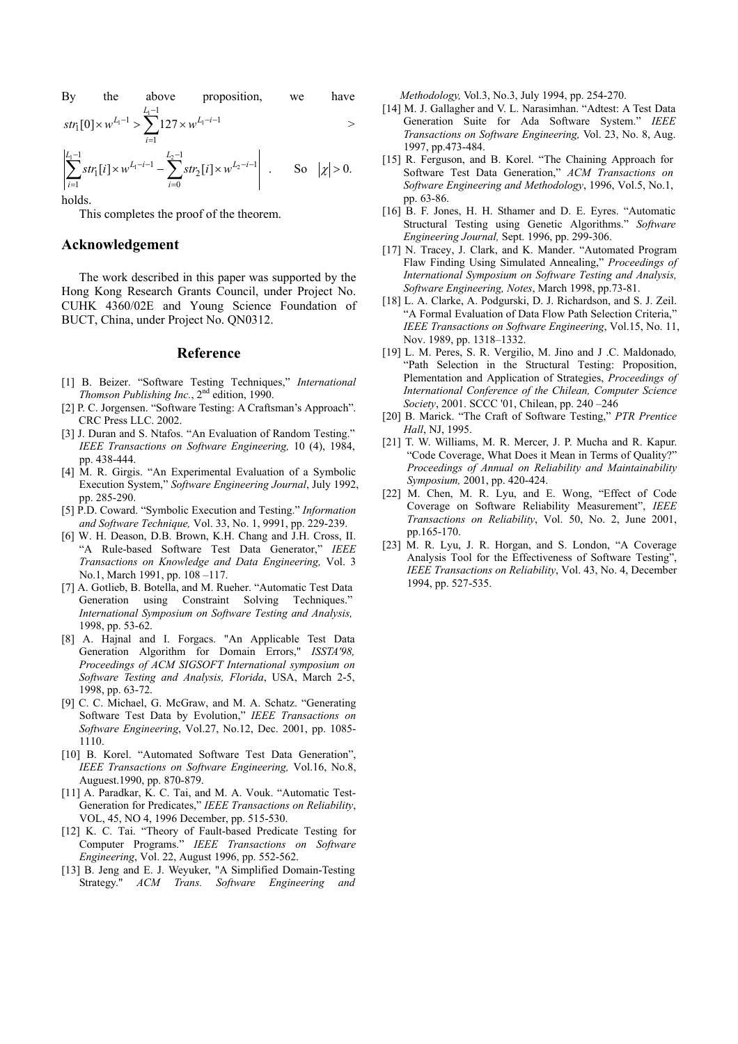By the above proposition, we have $str_1[0] \times w^{L_1 - 1} > \sum_{i=1}^{L_1 - 1} 127 \times w^{L_1 - i - 1}$ > $\left| \sum_{i=1}^{L_1 - 1} str_1[i] \times w^{L_1 - i - 1} - \sum_{i=0}^{L_2 - 1} str_2[i] \times w^{L_2 - i - 1} \right|$. So $|\chi| > 0$. holds.

This completes the proof of the theorem.

## Acknowledgement

The work described in this paper was supported by the Hong Kong Research Grants Council, under Project No. CUHK 4360/02E and Young Science Foundation of BUCT, China, under Project No. QN0312.

## Reference

[1] B. Beizer. "Software Testing Techniques," *International Thomson Publishing Inc.*, 2nd edition, 1990.

[2] P. C. Jorgensen. "Software Testing: A Craftsman's Approach". CRC Press LLC. 2002.

[3] J. Duran and S. Ntafos. "An Evaluation of Random Testing." *IEEE Transactions on Software Engineering,* 10 (4), 1984, pp. 438-444.

[4] M. R. Girgis. "An Experimental Evaluation of a Symbolic Execution System," *Software Engineering Journal*, July 1992, pp. 285-290.

[5] P.D. Coward. "Symbolic Execution and Testing." *Information and Software Technique,* Vol. 33, No. 1, 9991, pp. 229-239.

[6] W. H. Deason, D.B. Brown, K.H. Chang and J.H. Cross, II. "A Rule-based Software Test Data Generator," *IEEE Transactions on Knowledge and Data Engineering,* Vol. 3 No.1, March 1991, pp. 108 –117.

[7] A. Gotlieb, B. Botella, and M. Rueher. "Automatic Test Data Generation using Constraint Solving Techniques." *International Symposium on Software Testing and Analysis,* 1998, pp. 53-62.

[8] A. Hajnal and I. Forgacs. "An Applicable Test Data Generation Algorithm for Domain Errors," *ISSTA'98, Proceedings of ACM SIGSOFT International symposium on Software Testing and Analysis, Florida*, USA, March 2-5, 1998, pp. 63-72.

[9] C. C. Michael, G. McGraw, and M. A. Schatz. "Generating Software Test Data by Evolution," *IEEE Transactions on Software Engineering*, Vol.27, No.12, Dec. 2001, pp. 1085-1110.

[10] B. Korel. "Automated Software Test Data Generation", *IEEE Transactions on Software Engineering,* Vol.16, No.8, Auguest.1990, pp. 870-879.

[11] A. Paradkar, K. C. Tai, and M. A. Vouk. "Automatic Test-Generation for Predicates," *IEEE Transactions on Reliability*, VOL, 45, NO 4, 1996 December, pp. 515-530.

[12] K. C. Tai. "Theory of Fault-based Predicate Testing for Computer Programs." *IEEE Transactions on Software Engineering*, Vol. 22, August 1996, pp. 552-562.

[13] B. Jeng and E. J. Weyuker, "A Simplified Domain-Testing Strategy." *ACM Trans. Software Engineering and Methodology,* Vol.3, No.3, July 1994, pp. 254-270.

[14] M. J. Gallagher and V. L. Narasimhan. "Adtest: A Test Data Generation Suite for Ada Software System." *IEEE Transactions on Software Engineering,* Vol. 23, No. 8, Aug. 1997, pp.473-484.

[15] R. Ferguson, and B. Korel. "The Chaining Approach for Software Test Data Generation," *ACM Transactions on Software Engineering and Methodology*, 1996, Vol.5, No.1, pp. 63-86.

[16] B. F. Jones, H. H. Sthamer and D. E. Eyres. "Automatic Structural Testing using Genetic Algorithms." *Software Engineering Journal,* Sept. 1996, pp. 299-306.

[17] N. Tracey, J. Clark, and K. Mander. "Automated Program Flaw Finding Using Simulated Annealing," *Proceedings of International Symposium on Software Testing and Analysis, Software Engineering, Notes*, March 1998, pp.73-81.

[18] L. A. Clarke, A. Podgurski, D. J. Richardson, and S. J. Zeil. "A Formal Evaluation of Data Flow Path Selection Criteria," *IEEE Transactions on Software Engineering*, Vol.15, No. 11, Nov. 1989, pp. 1318–1332.

[19] L. M. Peres, S. R. Vergilio, M. Jino and J .C. Maldonado, "Path Selection in the Structural Testing: Proposition, Plementation and Application of Strategies, *Proceedings of International Conference of the Chilean, Computer Science Society*, 2001. SCCC '01, Chilean, pp. 240 –246

[20] B. Marick. "The Craft of Software Testing," *PTR Prentice Hall*, NJ, 1995.

[21] T. W. Williams, M. R. Mercer, J. P. Mucha and R. Kapur. "Code Coverage, What Does it Mean in Terms of Quality?" *Proceedings of Annual on Reliability and Maintainability Symposium,* 2001, pp. 420-424.

[22] M. Chen, M. R. Lyu, and E. Wong, "Effect of Code Coverage on Software Reliability Measurement", *IEEE Transactions on Reliability*, Vol. 50, No. 2, June 2001, pp.165-170.

[23] M. R. Lyu, J. R. Horgan, and S. London, "A Coverage Analysis Tool for the Effectiveness of Software Testing", *IEEE Transactions on Reliability*, Vol. 43, No. 4, December 1994, pp. 527-535.